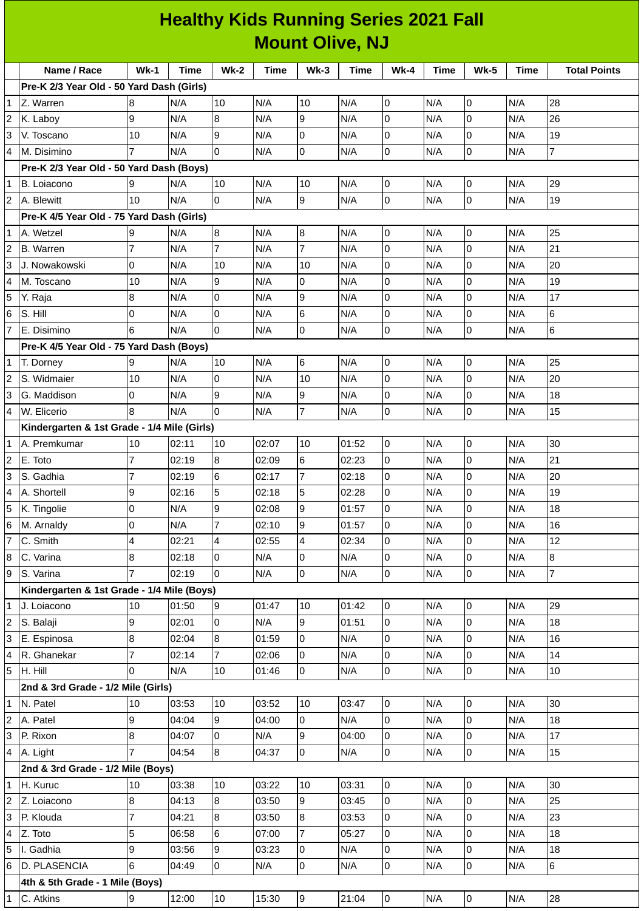# Healthy Kids Running Series 2021 Fall
## Mount Olive, NJ

| | Name / Race | Wk-1 | Time | Wk-2 | Time | Wk-3 | Time | Wk-4 | Time | Wk-5 | Time | Total Points |
|---|---|---|---|---|---|---|---|---|---|---|---|---|
| | **Pre-K 2/3 Year Old - 50 Yard Dash (Girls)** | | | | | | | | | | | |
| 1 | Z. Warren | 8 | N/A | 10 | N/A | 10 | N/A | 0 | N/A | 0 | N/A | 28 |
| 2 | K. Laboy | 9 | N/A | 8 | N/A | 9 | N/A | 0 | N/A | 0 | N/A | 26 |
| 3 | V. Toscano | 10 | N/A | 9 | N/A | 0 | N/A | 0 | N/A | 0 | N/A | 19 |
| 4 | M. Disimino | 7 | N/A | 0 | N/A | 0 | N/A | 0 | N/A | 0 | N/A | 7 |
| | **Pre-K 2/3 Year Old - 50 Yard Dash (Boys)** | | | | | | | | | | | |
| 1 | B. Loiacono | 9 | N/A | 10 | N/A | 10 | N/A | 0 | N/A | 0 | N/A | 29 |
| 2 | A. Blewitt | 10 | N/A | 0 | N/A | 9 | N/A | 0 | N/A | 0 | N/A | 19 |
| | **Pre-K 4/5 Year Old - 75 Yard Dash (Girls)** | | | | | | | | | | | |
| 1 | A. Wetzel | 9 | N/A | 8 | N/A | 8 | N/A | 0 | N/A | 0 | N/A | 25 |
| 2 | B. Warren | 7 | N/A | 7 | N/A | 7 | N/A | 0 | N/A | 0 | N/A | 21 |
| 3 | J. Nowakowski | 0 | N/A | 10 | N/A | 10 | N/A | 0 | N/A | 0 | N/A | 20 |
| 4 | M. Toscano | 10 | N/A | 9 | N/A | 0 | N/A | 0 | N/A | 0 | N/A | 19 |
| 5 | Y. Raja | 8 | N/A | 0 | N/A | 9 | N/A | 0 | N/A | 0 | N/A | 17 |
| 6 | S. Hill | 0 | N/A | 0 | N/A | 6 | N/A | 0 | N/A | 0 | N/A | 6 |
| 7 | E. Disimino | 6 | N/A | 0 | N/A | 0 | N/A | 0 | N/A | 0 | N/A | 6 |
| | **Pre-K 4/5 Year Old - 75 Yard Dash (Boys)** | | | | | | | | | | | |
| 1 | T. Dorney | 9 | N/A | 10 | N/A | 6 | N/A | 0 | N/A | 0 | N/A | 25 |
| 2 | S. Widmaier | 10 | N/A | 0 | N/A | 10 | N/A | 0 | N/A | 0 | N/A | 20 |
| 3 | G. Maddison | 0 | N/A | 9 | N/A | 9 | N/A | 0 | N/A | 0 | N/A | 18 |
| 4 | W. Elicerio | 8 | N/A | 0 | N/A | 7 | N/A | 0 | N/A | 0 | N/A | 15 |
| | **Kindergarten & 1st Grade - 1/4 Mile (Girls)** | | | | | | | | | | | |
| 1 | A. Premkumar | 10 | 02:11 | 10 | 02:07 | 10 | 01:52 | 0 | N/A | 0 | N/A | 30 |
| 2 | E. Toto | 7 | 02:19 | 8 | 02:09 | 6 | 02:23 | 0 | N/A | 0 | N/A | 21 |
| 3 | S. Gadhia | 7 | 02:19 | 6 | 02:17 | 7 | 02:18 | 0 | N/A | 0 | N/A | 20 |
| 4 | A. Shortell | 9 | 02:16 | 5 | 02:18 | 5 | 02:28 | 0 | N/A | 0 | N/A | 19 |
| 5 | K. Tingolie | 0 | N/A | 9 | 02:08 | 9 | 01:57 | 0 | N/A | 0 | N/A | 18 |
| 6 | M. Arnaldy | 0 | N/A | 7 | 02:10 | 9 | 01:57 | 0 | N/A | 0 | N/A | 16 |
| 7 | C. Smith | 4 | 02:21 | 4 | 02:55 | 4 | 02:34 | 0 | N/A | 0 | N/A | 12 |
| 8 | C. Varina | 8 | 02:18 | 0 | N/A | 0 | N/A | 0 | N/A | 0 | N/A | 8 |
| 9 | S. Varina | 7 | 02:19 | 0 | N/A | 0 | N/A | 0 | N/A | 0 | N/A | 7 |
| | **Kindergarten & 1st Grade - 1/4 Mile (Boys)** | | | | | | | | | | | |
| 1 | J. Loiacono | 10 | 01:50 | 9 | 01:47 | 10 | 01:42 | 0 | N/A | 0 | N/A | 29 |
| 2 | S. Balaji | 9 | 02:01 | 0 | N/A | 9 | 01:51 | 0 | N/A | 0 | N/A | 18 |
| 3 | E. Espinosa | 8 | 02:04 | 8 | 01:59 | 0 | N/A | 0 | N/A | 0 | N/A | 16 |
| 4 | R. Ghanekar | 7 | 02:14 | 7 | 02:06 | 0 | N/A | 0 | N/A | 0 | N/A | 14 |
| 5 | H. Hill | 0 | N/A | 10 | 01:46 | 0 | N/A | 0 | N/A | 0 | N/A | 10 |
| | **2nd & 3rd Grade - 1/2 Mile (Girls)** | | | | | | | | | | | |
| 1 | N. Patel | 10 | 03:53 | 10 | 03:52 | 10 | 03:47 | 0 | N/A | 0 | N/A | 30 |
| 2 | A. Patel | 9 | 04:04 | 9 | 04:00 | 0 | N/A | 0 | N/A | 0 | N/A | 18 |
| 3 | P. Rixon | 8 | 04:07 | 0 | N/A | 9 | 04:00 | 0 | N/A | 0 | N/A | 17 |
| 4 | A. Light | 7 | 04:54 | 8 | 04:37 | 0 | N/A | 0 | N/A | 0 | N/A | 15 |
| | **2nd & 3rd Grade - 1/2 Mile (Boys)** | | | | | | | | | | | |
| 1 | H. Kuruc | 10 | 03:38 | 10 | 03:22 | 10 | 03:31 | 0 | N/A | 0 | N/A | 30 |
| 2 | Z. Loiacono | 8 | 04:13 | 8 | 03:50 | 9 | 03:45 | 0 | N/A | 0 | N/A | 25 |
| 3 | P. Klouda | 7 | 04:21 | 8 | 03:50 | 8 | 03:53 | 0 | N/A | 0 | N/A | 23 |
| 4 | Z. Toto | 5 | 06:58 | 6 | 07:00 | 7 | 05:27 | 0 | N/A | 0 | N/A | 18 |
| 5 | I. Gadhia | 9 | 03:56 | 9 | 03:23 | 0 | N/A | 0 | N/A | 0 | N/A | 18 |
| 6 | D. PLASENCIA | 6 | 04:49 | 0 | N/A | 0 | N/A | 0 | N/A | 0 | N/A | 6 |
| | **4th & 5th Grade - 1 Mile (Boys)** | | | | | | | | | | | |
| 1 | C. Atkins | 9 | 12:00 | 10 | 15:30 | 9 | 21:04 | 0 | N/A | 0 | N/A | 28 |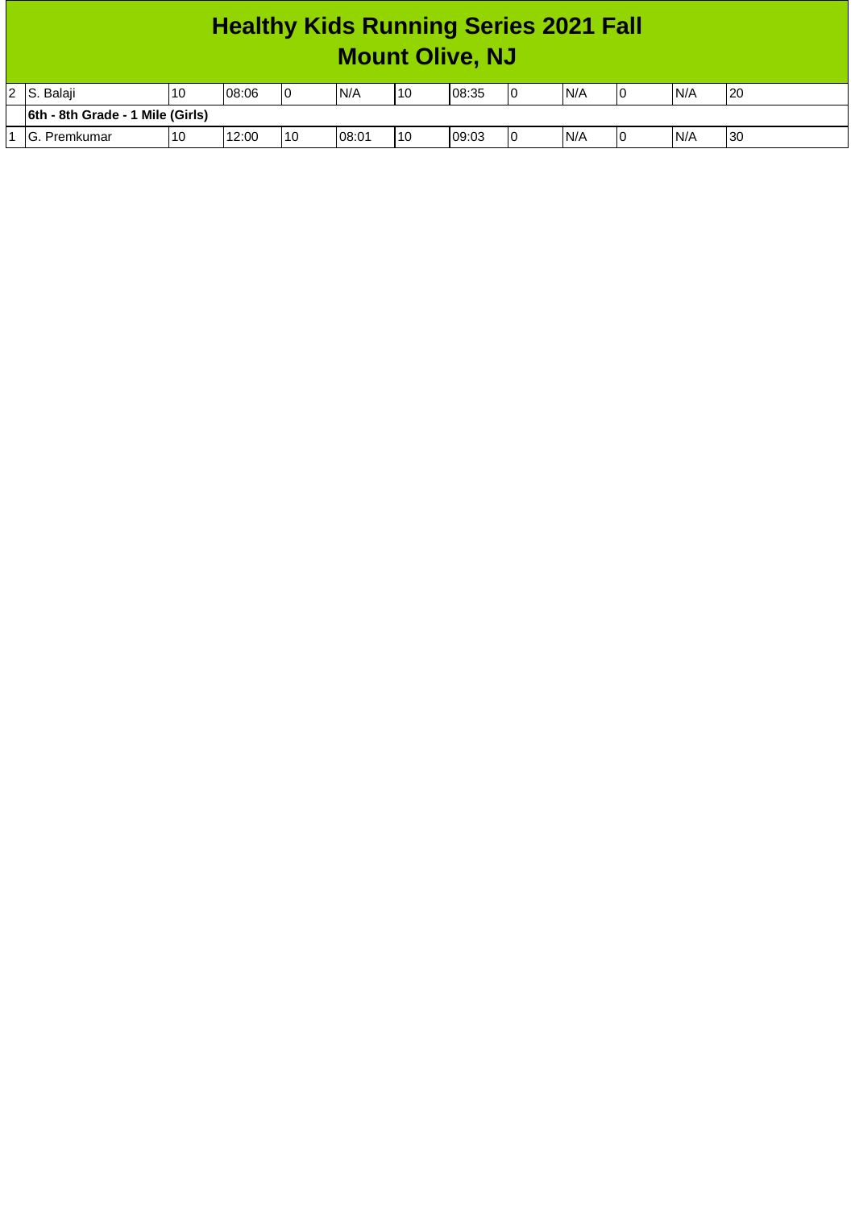# Healthy Kids Running Series 2021 Fall
## Mount Olive, NJ

| | | | | | | | | | | | | |
|---|---|---|---|---|---|---|---|---|---|---|---|---|
| 2 | S. Balaji | 10 | 08:06 | 0 | N/A | 10 | 08:35 | 0 | N/A | 0 | N/A | 20 |
| | **6th - 8th Grade - 1 Mile (Girls)** | | | | | | | | | | | |
| 1 | G. Premkumar | 10 | 12:00 | 10 | 08:01 | 10 | 09:03 | 0 | N/A | 0 | N/A | 30 |